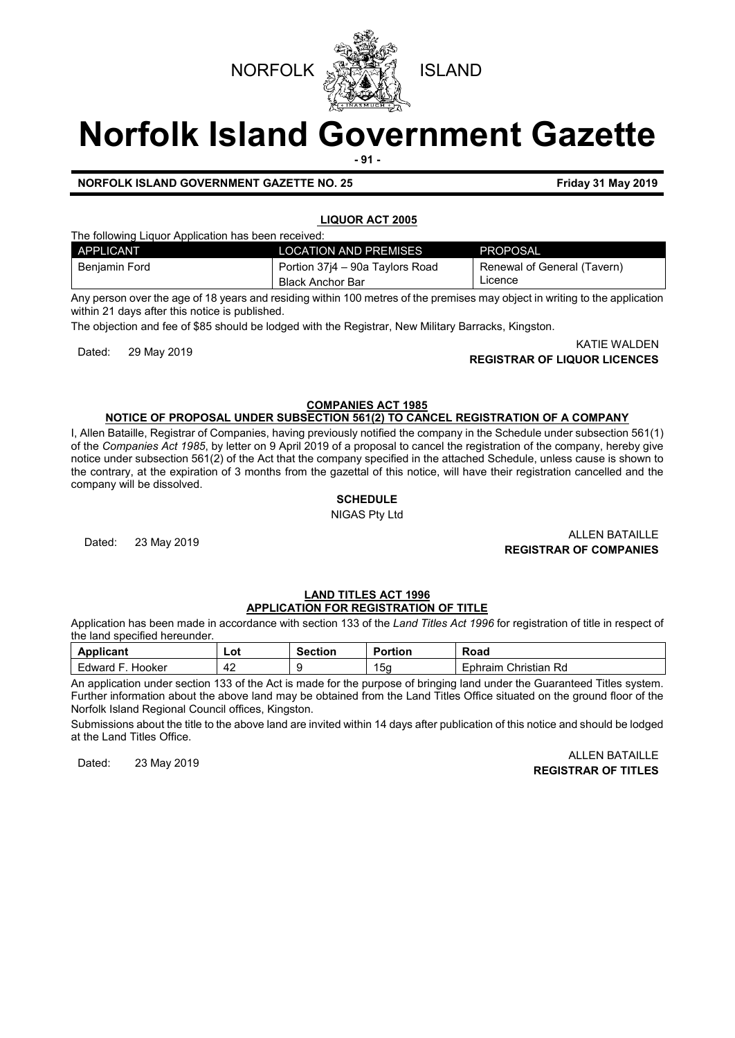NORFOLK ISLAND

# Norfolk Island Government Gazette

**NORFOLK ISLAND GOVERNMENT GAZETTE NO. 25** **Friday 31 May 2019**

## LIQUOR ACT 2005

The following Liquor Application has been received:

| APPLICANT | LOCATION AND PREMISES | PROPOSAL |
|---|---|---|
| Benjamin Ford | Portion 37j4 – 90a Taylors Road<br>Black Anchor Bar | Renewal of General (Tavern) Licence |

Any person over the age of 18 years and residing within 100 metres of the premises may object in writing to the application within 21 days after this notice is published.

The objection and fee of $85 should be lodged with the Registrar, New Military Barracks, Kingston.

Dated: 29 May 2019

KATIE WALDEN
**REGISTRAR OF LIQUOR LICENCES**

## COMPANIES ACT 1985

### NOTICE OF PROPOSAL UNDER SUBSECTION 561(2) TO CANCEL REGISTRATION OF A COMPANY

I, Allen Bataille, Registrar of Companies, having previously notified the company in the Schedule under subsection 561(1) of the *Companies Act 1985*, by letter on 9 April 2019 of a proposal to cancel the registration of the company, hereby give notice under subsection 561(2) of the Act that the company specified in the attached Schedule, unless cause is shown to the contrary, at the expiration of 3 months from the gazettal of this notice, will have their registration cancelled and the company will be dissolved.

**SCHEDULE**

NIGAS Pty Ltd

Dated: 23 May 2019

ALLEN BATAILLE
**REGISTRAR OF COMPANIES**

## LAND TITLES ACT 1996

### APPLICATION FOR REGISTRATION OF TITLE

Application has been made in accordance with section 133 of the *Land Titles Act 1996* for registration of title in respect of the land specified hereunder.

| Applicant | Lot | Section | Portion | Road |
|---|---|---|---|---|
| Edward F. Hooker | 42 | 9 | 15g | Ephraim Christian Rd |

An application under section 133 of the Act is made for the purpose of bringing land under the Guaranteed Titles system. Further information about the above land may be obtained from the Land Titles Office situated on the ground floor of the Norfolk Island Regional Council offices, Kingston.

Submissions about the title to the above land are invited within 14 days after publication of this notice and should be lodged at the Land Titles Office.

Dated: 23 May 2019

ALLEN BATAILLE
**REGISTRAR OF TITLES**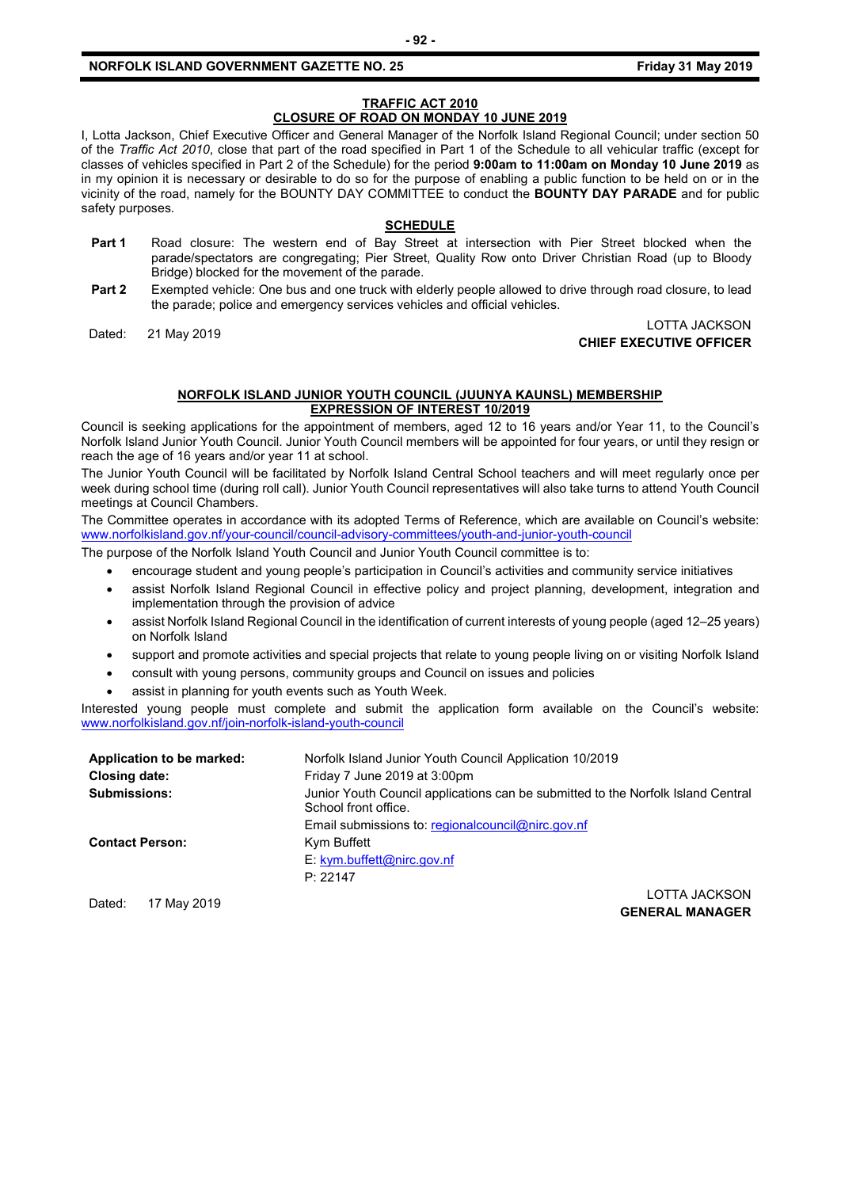## TRAFFIC ACT 2010
## CLOSURE OF ROAD ON MONDAY 10 JUNE 2019

I, Lotta Jackson, Chief Executive Officer and General Manager of the Norfolk Island Regional Council; under section 50 of the *Traffic Act 2010*, close that part of the road specified in Part 1 of the Schedule to all vehicular traffic (except for classes of vehicles specified in Part 2 of the Schedule) for the period **9:00am to 11:00am on Monday 10 June 2019** as in my opinion it is necessary or desirable to do so for the purpose of enabling a public function to be held on or in the vicinity of the road, namely for the BOUNTY DAY COMMITTEE to conduct the **BOUNTY DAY PARADE** and for public safety purposes.

### SCHEDULE

**Part 1** Road closure: The western end of Bay Street at intersection with Pier Street blocked when the parade/spectators are congregating; Pier Street, Quality Row onto Driver Christian Road (up to Bloody Bridge) blocked for the movement of the parade.

**Part 2** Exempted vehicle: One bus and one truck with elderly people allowed to drive through road closure, to lead the parade; police and emergency services vehicles and official vehicles.

Dated: 21 May 2019

LOTTA JACKSON
**CHIEF EXECUTIVE OFFICER**

## NORFOLK ISLAND JUNIOR YOUTH COUNCIL (JUUNYA KAUNSL) MEMBERSHIP
## EXPRESSION OF INTEREST 10/2019

Council is seeking applications for the appointment of members, aged 12 to 16 years and/or Year 11, to the Council's Norfolk Island Junior Youth Council. Junior Youth Council members will be appointed for four years, or until they resign or reach the age of 16 years and/or year 11 at school.

The Junior Youth Council will be facilitated by Norfolk Island Central School teachers and will meet regularly once per week during school time (during roll call). Junior Youth Council representatives will also take turns to attend Youth Council meetings at Council Chambers.

The Committee operates in accordance with its adopted Terms of Reference, which are available on Council's website: www.norfolkisland.gov.nf/your-council/council-advisory-committees/youth-and-junior-youth-council

The purpose of the Norfolk Island Youth Council and Junior Youth Council committee is to:

- encourage student and young people's participation in Council's activities and community service initiatives
- assist Norfolk Island Regional Council in effective policy and project planning, development, integration and implementation through the provision of advice
- assist Norfolk Island Regional Council in the identification of current interests of young people (aged 12–25 years) on Norfolk Island
- support and promote activities and special projects that relate to young people living on or visiting Norfolk Island
- consult with young persons, community groups and Council on issues and policies
- assist in planning for youth events such as Youth Week.

Interested young people must complete and submit the application form available on the Council's website: www.norfolkisland.gov.nf/join-norfolk-island-youth-council

| | |
|---|---|
| **Application to be marked:** | Norfolk Island Junior Youth Council Application 10/2019 |
| **Closing date:** | Friday 7 June 2019 at 3:00pm |
| **Submissions:** | Junior Youth Council applications can be submitted to the Norfolk Island Central School front office. |
| | Email submissions to: regionalcouncil@nirc.gov.nf |
| **Contact Person:** | Kym Buffett |
| | E: kym.buffett@nirc.gov.nf |
| | P: 22147 |

Dated: 17 May 2019

LOTTA JACKSON
**GENERAL MANAGER**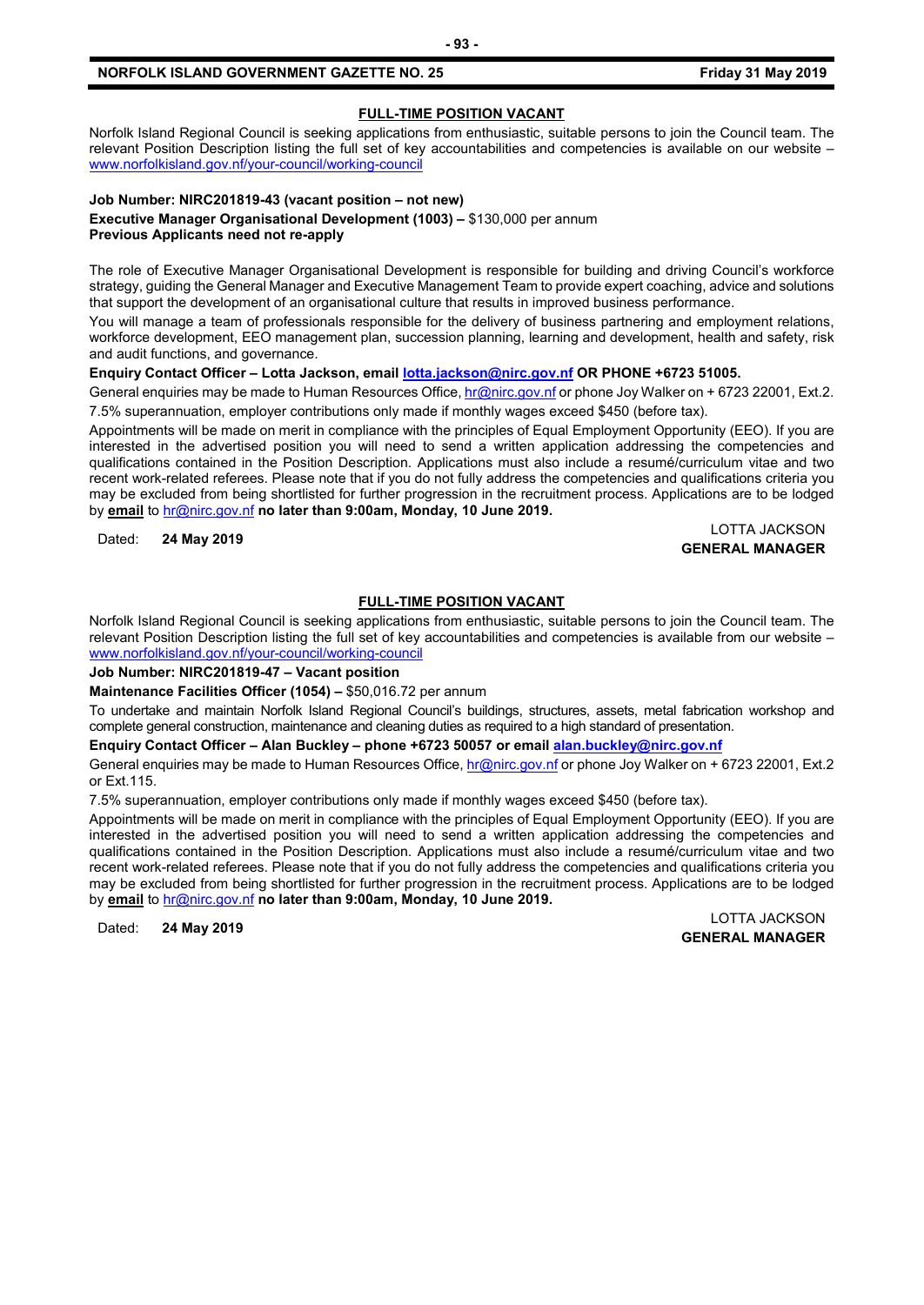## FULL-TIME POSITION VACANT

Norfolk Island Regional Council is seeking applications from enthusiastic, suitable persons to join the Council team. The relevant Position Description listing the full set of key accountabilities and competencies is available on our website – www.norfolkisland.gov.nf/your-council/working-council

**Job Number: NIRC201819-43 (vacant position – not new)**
**Executive Manager Organisational Development (1003) –** $130,000 per annum
**Previous Applicants need not re-apply**

The role of Executive Manager Organisational Development is responsible for building and driving Council's workforce strategy, guiding the General Manager and Executive Management Team to provide expert coaching, advice and solutions that support the development of an organisational culture that results in improved business performance.

You will manage a team of professionals responsible for the delivery of business partnering and employment relations, workforce development, EEO management plan, succession planning, learning and development, health and safety, risk and audit functions, and governance.

**Enquiry Contact Officer – Lotta Jackson, email lotta.jackson@nirc.gov.nf OR PHONE +6723 51005.**

General enquiries may be made to Human Resources Office, hr@nirc.gov.nf or phone Joy Walker on + 6723 22001, Ext.2.

7.5% superannuation, employer contributions only made if monthly wages exceed $450 (before tax).

Appointments will be made on merit in compliance with the principles of Equal Employment Opportunity (EEO). If you are interested in the advertised position you will need to send a written application addressing the competencies and qualifications contained in the Position Description. Applications must also include a resumé/curriculum vitae and two recent work-related referees. Please note that if you do not fully address the competencies and qualifications criteria you may be excluded from being shortlisted for further progression in the recruitment process. Applications are to be lodged by **email** to hr@nirc.gov.nf **no later than 9:00am, Monday, 10 June 2019.**

Dated: **24 May 2019**

LOTTA JACKSON
**GENERAL MANAGER**

## FULL-TIME POSITION VACANT

Norfolk Island Regional Council is seeking applications from enthusiastic, suitable persons to join the Council team. The relevant Position Description listing the full set of key accountabilities and competencies is available from our website – www.norfolkisland.gov.nf/your-council/working-council

**Job Number: NIRC201819-47 – Vacant position**

**Maintenance Facilities Officer (1054) –** $50,016.72 per annum

To undertake and maintain Norfolk Island Regional Council's buildings, structures, assets, metal fabrication workshop and complete general construction, maintenance and cleaning duties as required to a high standard of presentation.

**Enquiry Contact Officer – Alan Buckley – phone +6723 50057 or email alan.buckley@nirc.gov.nf**

General enquiries may be made to Human Resources Office, hr@nirc.gov.nf or phone Joy Walker on + 6723 22001, Ext.2 or Ext.115.

7.5% superannuation, employer contributions only made if monthly wages exceed $450 (before tax).

Appointments will be made on merit in compliance with the principles of Equal Employment Opportunity (EEO). If you are interested in the advertised position you will need to send a written application addressing the competencies and qualifications contained in the Position Description. Applications must also include a resumé/curriculum vitae and two recent work-related referees. Please note that if you do not fully address the competencies and qualifications criteria you may be excluded from being shortlisted for further progression in the recruitment process. Applications are to be lodged by **email** to hr@nirc.gov.nf **no later than 9:00am, Monday, 10 June 2019.**

Dated: **24 May 2019**

LOTTA JACKSON
**GENERAL MANAGER**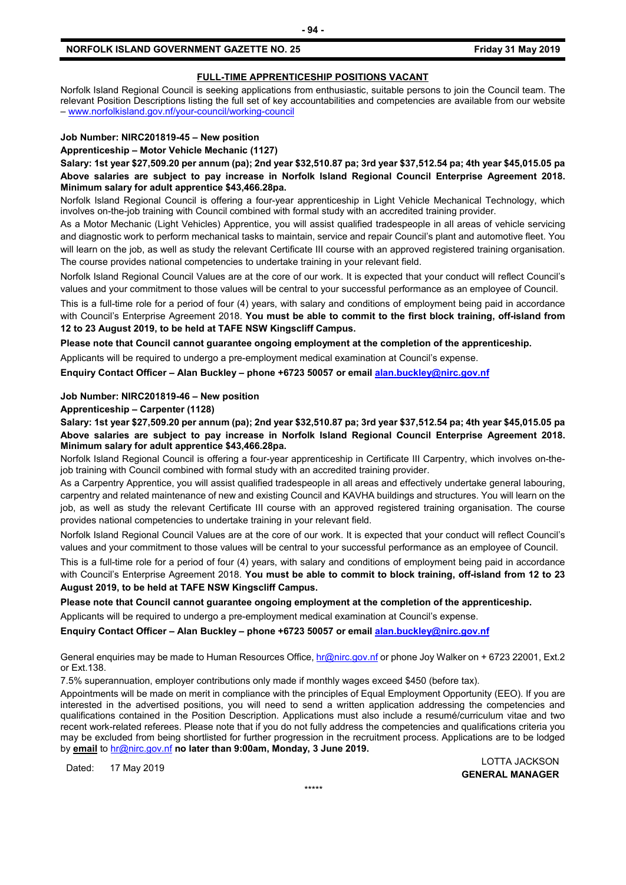## FULL-TIME APPRENTICESHIP POSITIONS VACANT

Norfolk Island Regional Council is seeking applications from enthusiastic, suitable persons to join the Council team. The relevant Position Descriptions listing the full set of key accountabilities and competencies are available from our website – www.norfolkisland.gov.nf/your-council/working-council

**Job Number: NIRC201819-45 – New position**

**Apprenticeship – Motor Vehicle Mechanic (1127)**

**Salary: 1st year $27,509.20 per annum (pa); 2nd year $32,510.87 pa; 3rd year $37,512.54 pa; 4th year $45,015.05 pa Above salaries are subject to pay increase in Norfolk Island Regional Council Enterprise Agreement 2018. Minimum salary for adult apprentice $43,466.28pa.**

Norfolk Island Regional Council is offering a four-year apprenticeship in Light Vehicle Mechanical Technology, which involves on-the-job training with Council combined with formal study with an accredited training provider.

As a Motor Mechanic (Light Vehicles) Apprentice, you will assist qualified tradespeople in all areas of vehicle servicing and diagnostic work to perform mechanical tasks to maintain, service and repair Council's plant and automotive fleet. You will learn on the job, as well as study the relevant Certificate III course with an approved registered training organisation. The course provides national competencies to undertake training in your relevant field.

Norfolk Island Regional Council Values are at the core of our work. It is expected that your conduct will reflect Council's values and your commitment to those values will be central to your successful performance as an employee of Council.

This is a full-time role for a period of four (4) years, with salary and conditions of employment being paid in accordance with Council's Enterprise Agreement 2018. **You must be able to commit to the first block training, off-island from 12 to 23 August 2019, to be held at TAFE NSW Kingscliff Campus.**

**Please note that Council cannot guarantee ongoing employment at the completion of the apprenticeship.**

Applicants will be required to undergo a pre-employment medical examination at Council's expense.

**Enquiry Contact Officer – Alan Buckley – phone +6723 50057 or email alan.buckley@nirc.gov.nf**

**Job Number: NIRC201819-46 – New position**

**Apprenticeship – Carpenter (1128)**

**Salary: 1st year $27,509.20 per annum (pa); 2nd year $32,510.87 pa; 3rd year $37,512.54 pa; 4th year $45,015.05 pa Above salaries are subject to pay increase in Norfolk Island Regional Council Enterprise Agreement 2018. Minimum salary for adult apprentice $43,466.28pa.**

Norfolk Island Regional Council is offering a four-year apprenticeship in Certificate III Carpentry, which involves on-the-job training with Council combined with formal study with an accredited training provider.

As a Carpentry Apprentice, you will assist qualified tradespeople in all areas and effectively undertake general labouring, carpentry and related maintenance of new and existing Council and KAVHA buildings and structures. You will learn on the job, as well as study the relevant Certificate III course with an approved registered training organisation. The course provides national competencies to undertake training in your relevant field.

Norfolk Island Regional Council Values are at the core of our work. It is expected that your conduct will reflect Council's values and your commitment to those values will be central to your successful performance as an employee of Council.

This is a full-time role for a period of four (4) years, with salary and conditions of employment being paid in accordance with Council's Enterprise Agreement 2018. **You must be able to commit to block training, off-island from 12 to 23 August 2019, to be held at TAFE NSW Kingscliff Campus.**

**Please note that Council cannot guarantee ongoing employment at the completion of the apprenticeship.**

Applicants will be required to undergo a pre-employment medical examination at Council's expense.

**Enquiry Contact Officer – Alan Buckley – phone +6723 50057 or email alan.buckley@nirc.gov.nf**

General enquiries may be made to Human Resources Office, hr@nirc.gov.nf or phone Joy Walker on + 6723 22001, Ext.2 or Ext.138.

7.5% superannuation, employer contributions only made if monthly wages exceed $450 (before tax).

Appointments will be made on merit in compliance with the principles of Equal Employment Opportunity (EEO). If you are interested in the advertised positions, you will need to send a written application addressing the competencies and qualifications contained in the Position Description. Applications must also include a resumé/curriculum vitae and two recent work-related referees. Please note that if you do not fully address the competencies and qualifications criteria you may be excluded from being shortlisted for further progression in the recruitment process. Applications are to be lodged by **email** to hr@nirc.gov.nf **no later than 9:00am, Monday, 3 June 2019.**

Dated: 17 May 2019

LOTTA JACKSON
**GENERAL MANAGER**

*****